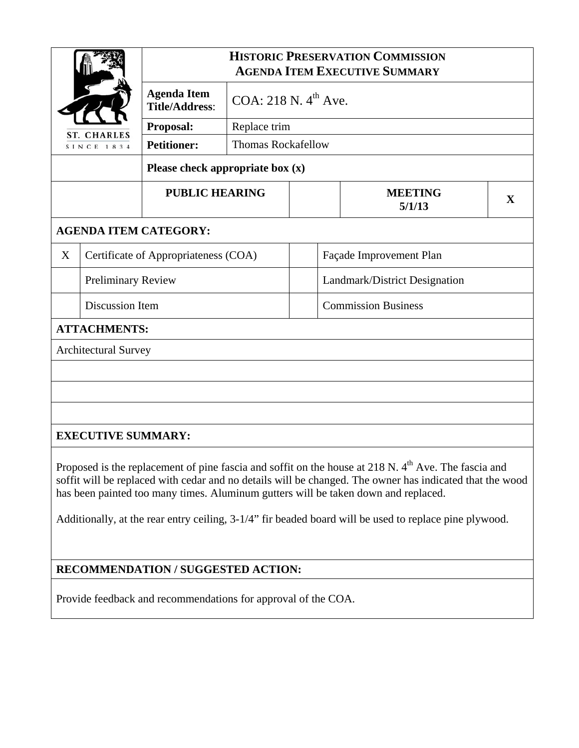# HISTORIC PRESERVATION COMMISSION
## AGENDA ITEM EXECUTIVE SUMMARY

ST. CHARLES
SINCE 1834

| | |
|---|---|
| **Agenda Item Title/Address:** | COA: 218 N. 4th Ave. |
| **Proposal:** | Replace trim |
| **Petitioner:** | Thomas Rockafellow |

**Please check appropriate box (x)**

| PUBLIC HEARING | | MEETING 5/1/13 | X |
|---|---|---|---|

**AGENDA ITEM CATEGORY:**

| | | | |
|---|---|---|---|
| X | Certificate of Appropriateness (COA) | | Façade Improvement Plan |
| | Preliminary Review | | Landmark/District Designation |
| | Discussion Item | | Commission Business |

**ATTACHMENTS:**

Architectural Survey

**EXECUTIVE SUMMARY:**

Proposed is the replacement of pine fascia and soffit on the house at 218 N. 4th Ave. The fascia and soffit will be replaced with cedar and no details will be changed. The owner has indicated that the wood has been painted too many times. Aluminum gutters will be taken down and replaced.

Additionally, at the rear entry ceiling, 3-1/4" fir beaded board will be used to replace pine plywood.

**RECOMMENDATION / SUGGESTED ACTION:**

Provide feedback and recommendations for approval of the COA.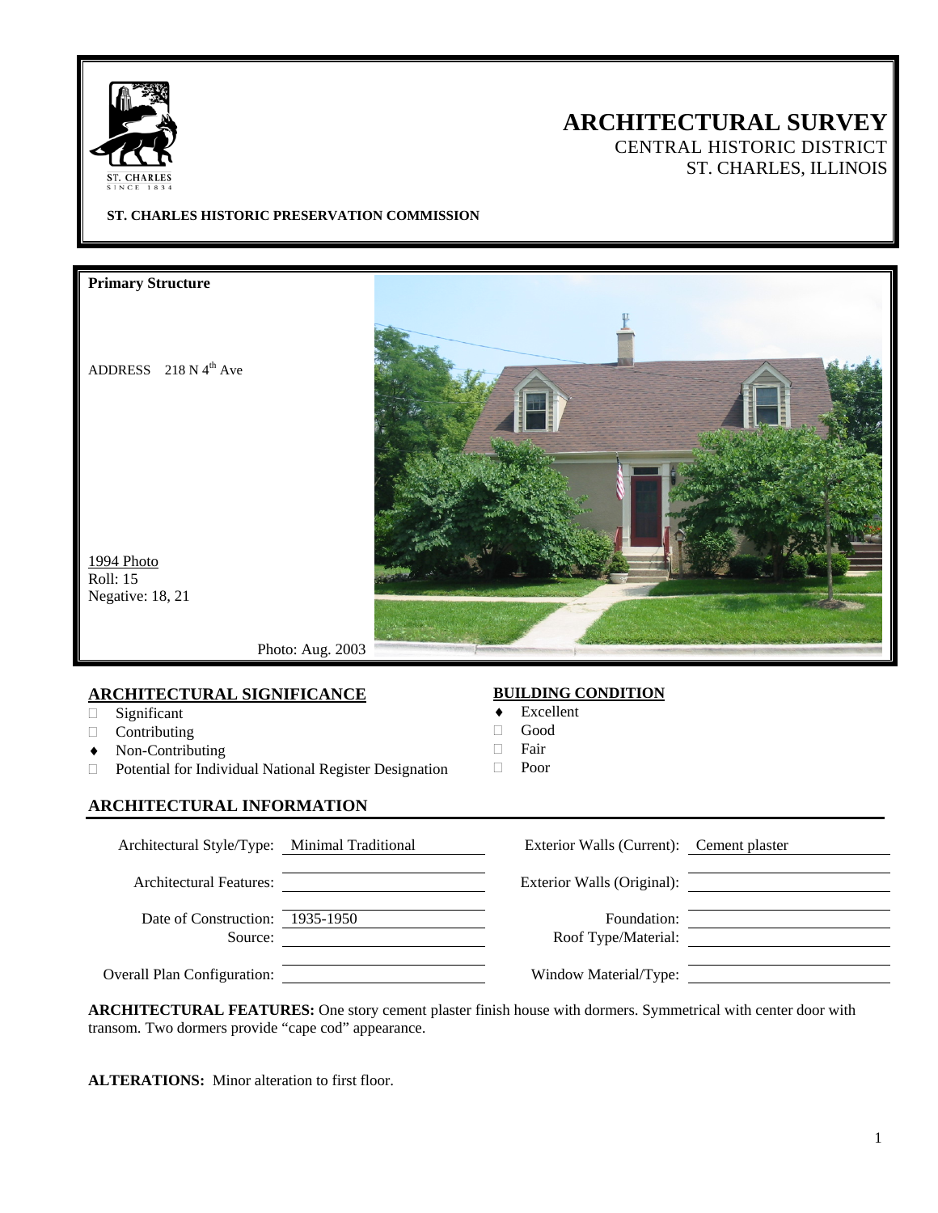# ARCHITECTURAL SURVEY

CENTRAL HISTORIC DISTRICT
ST. CHARLES, ILLINOIS

**ST. CHARLES HISTORIC PRESERVATION COMMISSION**

**Primary Structure**

ADDRESS 218 N 4th Ave

1994 Photo
Roll: 15
Negative: 18, 21

Photo: Aug. 2003

## ARCHITECTURAL SIGNIFICANCE

- □ Significant
- □ Contributing
- ♦ Non-Contributing
- □ Potential for Individual National Register Designation

## BUILDING CONDITION

- ♦ Excellent
- □ Good
- □ Fair
- □ Poor

## ARCHITECTURAL INFORMATION

| | | | |
|---|---|---|---|
| Architectural Style/Type: | Minimal Traditional | Exterior Walls (Current): | Cement plaster |
| Architectural Features: | | Exterior Walls (Original): | |
| Date of Construction: | 1935-1950 | Foundation: | |
| Source: | | Roof Type/Material: | |
| Overall Plan Configuration: | | Window Material/Type: | |

**ARCHITECTURAL FEATURES:** One story cement plaster finish house with dormers. Symmetrical with center door with transom. Two dormers provide "cape cod" appearance.

**ALTERATIONS:** Minor alteration to first floor.